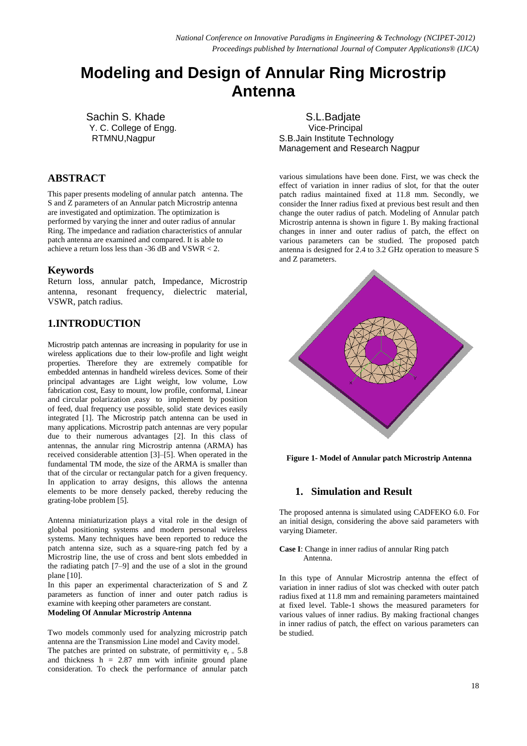# Modeling and Design of Annular Ring Microstrip Antenna

Sachin S. Khade
Y. C. College of Engg.
RTMNU,Nagpur

S.L.Badjate
Vice-Principal
S.B.Jain Institute Technology
Management and Research Nagpur

## ABSTRACT

This paper presents modeling of annular patch antenna. The S and Z parameters of an Annular patch Microstrip antenna are investigated and optimization. The optimization is performed by varying the inner and outer radius of annular Ring. The impedance and radiation characteristics of annular patch antenna are examined and compared. It is able to achieve a return loss less than -36 dB and VSWR < 2.

## Keywords

Return loss, annular patch, Impedance, Microstrip antenna, resonant frequency, dielectric material, VSWR, patch radius.

## 1.INTRODUCTION

Microstrip patch antennas are increasing in popularity for use in wireless applications due to their low-profile and light weight properties. Therefore they are extremely compatible for embedded antennas in handheld wireless devices. Some of their principal advantages are Light weight, low volume, Low fabrication cost, Easy to mount, low profile, conformal, Linear and circular polarization ,easy to implement by position of feed, dual frequency use possible, solid state devices easily integrated [1]. The Microstrip patch antenna can be used in many applications. Microstrip patch antennas are very popular due to their numerous advantages [2]. In this class of antennas, the annular ring Microstrip antenna (ARMA) has received considerable attention [3]–[5]. When operated in the fundamental TM mode, the size of the ARMA is smaller than that of the circular or rectangular patch for a given frequency. In application to array designs, this allows the antenna elements to be more densely packed, thereby reducing the grating-lobe problem [5].

Antenna miniaturization plays a vital role in the design of global positioning systems and modern personal wireless systems. Many techniques have been reported to reduce the patch antenna size, such as a square-ring patch fed by a Microstrip line, the use of cross and bent slots embedded in the radiating patch [7–9] and the use of a slot in the ground plane [10].

In this paper an experimental characterization of S and Z parameters as function of inner and outer patch radius is examine with keeping other parameters are constant.

**Modeling Of Annular Microstrip Antenna**

Two models commonly used for analyzing microstrip patch antenna are the Transmission Line model and Cavity model. The patches are printed on substrate, of permittivity $e_r = 5.8$ and thickness h = 2.87 mm with infinite ground plane consideration. To check the performance of annular patch various simulations have been done. First, we was check the effect of variation in inner radius of slot, for that the outer patch radius maintained fixed at 11.8 mm. Secondly, we consider the Inner radius fixed at previous best result and then change the outer radius of patch. Modeling of Annular patch Microstrip antenna is shown in figure 1. By making fractional changes in inner and outer radius of patch, the effect on various parameters can be studied. The proposed patch antenna is designed for 2.4 to 3.2 GHz operation to measure S and Z parameters.

**Figure 1- Model of Annular patch Microstrip Antenna**

## 1. Simulation and Result

The proposed antenna is simulated using CADFEKO 6.0. For an initial design, considering the above said parameters with varying Diameter.

**Case I**: Change in inner radius of annular Ring patch Antenna.

In this type of Annular Microstrip antenna the effect of variation in inner radius of slot was checked with outer patch radius fixed at 11.8 mm and remaining parameters maintained at fixed level. Table-1 shows the measured parameters for various values of inner radius. By making fractional changes in inner radius of patch, the effect on various parameters can be studied.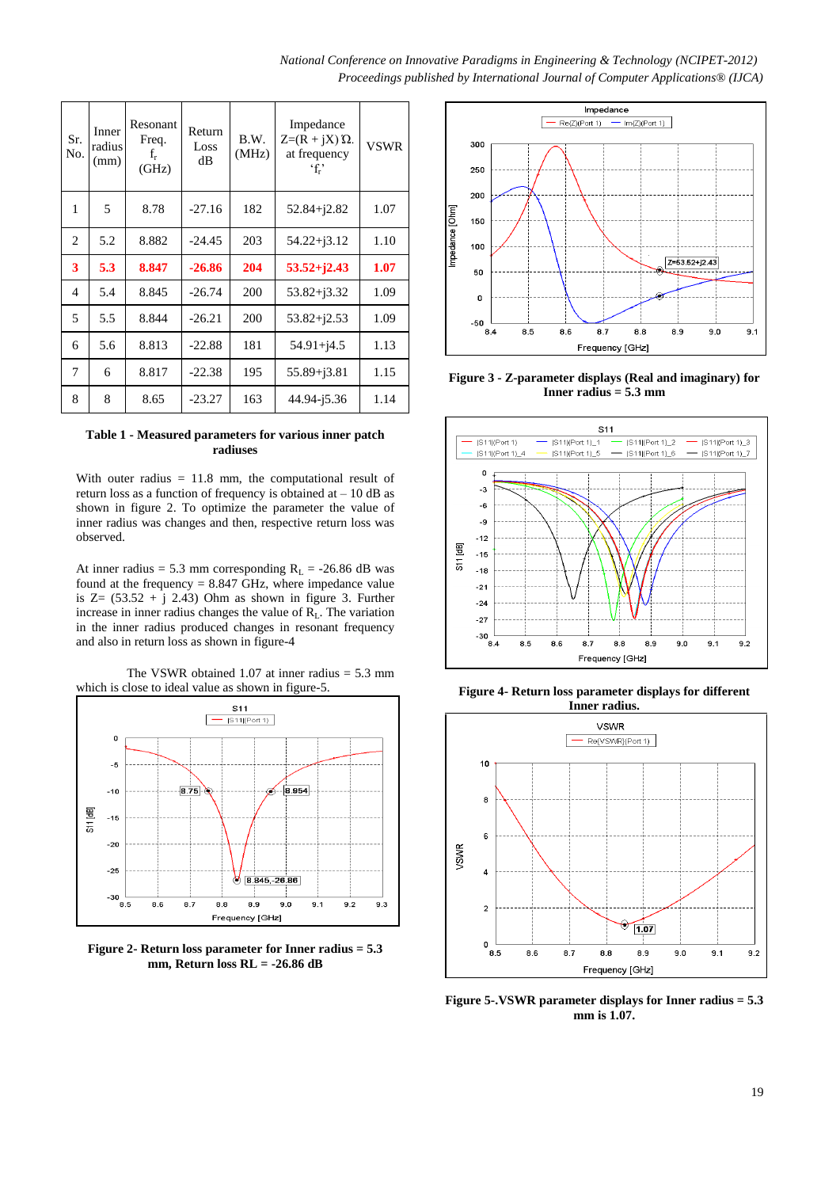| Sr. No. | Inner radius (mm) | Resonant Freq. $f_r$ (GHz) | Return Loss dB | B.W. (MHz) | Impedance $Z=(R + jX)\,\Omega$. at frequency '$f_r$' | VSWR |
|---|---|---|---|---|---|---|
| 1 | 5 | 8.78 | -27.16 | 182 | 52.84+j2.82 | 1.07 |
| 2 | 5.2 | 8.882 | -24.45 | 203 | 54.22+j3.12 | 1.10 |
| **3** | **5.3** | **8.847** | **-26.86** | **204** | **53.52+j2.43** | **1.07** |
| 4 | 5.4 | 8.845 | -26.74 | 200 | 53.82+j3.32 | 1.09 |
| 5 | 5.5 | 8.844 | -26.21 | 200 | 53.82+j2.53 | 1.09 |
| 6 | 5.6 | 8.813 | -22.88 | 181 | 54.91+j4.5 | 1.13 |
| 7 | 6 | 8.817 | -22.38 | 195 | 55.89+j3.81 | 1.15 |
| 8 | 8 | 8.65 | -23.27 | 163 | 44.94-j5.36 | 1.14 |

**Table 1 - Measured parameters for various inner patch radiuses**

With outer radius = 11.8 mm, the computational result of return loss as a function of frequency is obtained at – 10 dB as shown in figure 2. To optimize the parameter the value of inner radius was changes and then, respective return loss was observed.

At inner radius = 5.3 mm corresponding $R_L$ = -26.86 dB was found at the frequency = 8.847 GHz, where impedance value is Z= (53.52 + j 2.43) Ohm as shown in figure 3. Further increase in inner radius changes the value of $R_L$. The variation in the inner radius produced changes in resonant frequency and also in return loss as shown in figure-4

The VSWR obtained 1.07 at inner radius = 5.3 mm which is close to ideal value as shown in figure-5.

**Figure 2- Return loss parameter for Inner radius = 5.3 mm, Return loss RL = -26.86 dB**

**Figure 3 - Z-parameter displays (Real and imaginary) for Inner radius = 5.3 mm**

**Figure 4- Return loss parameter displays for different Inner radius.**

**Figure 5-.VSWR parameter displays for Inner radius = 5.3 mm is 1.07.**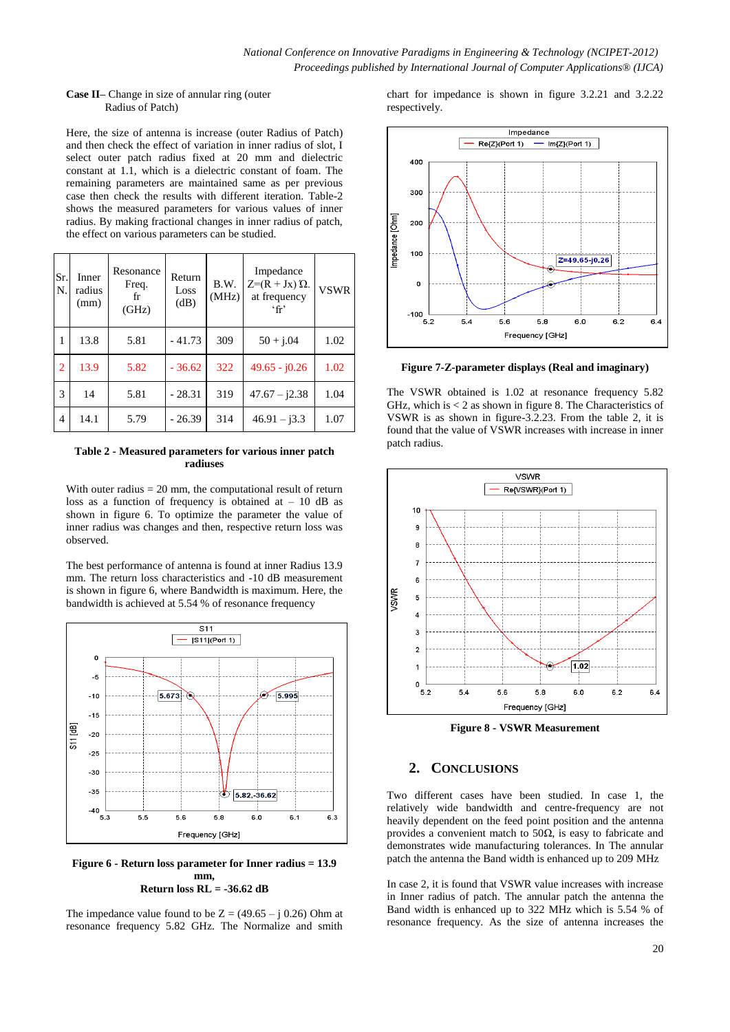**Case II–** Change in size of annular ring (outer Radius of Patch)

Here, the size of antenna is increase (outer Radius of Patch) and then check the effect of variation in inner radius of slot, I select outer patch radius fixed at 20 mm and dielectric constant at 1.1, which is a dielectric constant of foam. The remaining parameters are maintained same as per previous case then check the results with different iteration. Table-2 shows the measured parameters for various values of inner radius. By making fractional changes in inner radius of patch, the effect on various parameters can be studied.

| Sr. N. | Inner radius (mm) | Resonance Freq. fr (GHz) | Return Loss (dB) | B.W. (MHz) | Impedance Z=(R + Jx) Ω. at frequency 'fr' | VSWR |
|---|---|---|---|---|---|---|
| 1 | 13.8 | 5.81 | - 41.73 | 309 | 50 + j.04 | 1.02 |
| 2 | 13.9 | 5.82 | - 36.62 | 322 | 49.65 - j0.26 | 1.02 |
| 3 | 14 | 5.81 | - 28.31 | 319 | 47.67 – j2.38 | 1.04 |
| 4 | 14.1 | 5.79 | - 26.39 | 314 | 46.91 – j3.3 | 1.07 |

**Table 2 - Measured parameters for various inner patch radiuses**

With outer radius = 20 mm, the computational result of return loss as a function of frequency is obtained at – 10 dB as shown in figure 6. To optimize the parameter the value of inner radius was changes and then, respective return loss was observed.

The best performance of antenna is found at inner Radius 13.9 mm. The return loss characteristics and -10 dB measurement is shown in figure 6, where Bandwidth is maximum. Here, the bandwidth is achieved at 5.54 % of resonance frequency

**Figure 6 - Return loss parameter for Inner radius = 13.9 mm,**
**Return loss RL = -36.62 dB**

The impedance value found to be Z = (49.65 – j 0.26) Ohm at resonance frequency 5.82 GHz. The Normalize and smith chart for impedance is shown in figure 3.2.21 and 3.2.22 respectively.

**Figure 7-Z-parameter displays (Real and imaginary)**

The VSWR obtained is 1.02 at resonance frequency 5.82 GHz, which is < 2 as shown in figure 8. The Characteristics of VSWR is as shown in figure-3.2.23. From the table 2, it is found that the value of VSWR increases with increase in inner patch radius.

**Figure 8 - VSWR Measurement**

## 2. CONCLUSIONS

Two different cases have been studied. In case 1, the relatively wide bandwidth and centre-frequency are not heavily dependent on the feed point position and the antenna provides a convenient match to 50Ω, is easy to fabricate and demonstrates wide manufacturing tolerances. In The annular patch the antenna the Band width is enhanced up to 209 MHz

In case 2, it is found that VSWR value increases with increase in Inner radius of patch. The annular patch the antenna the Band width is enhanced up to 322 MHz which is 5.54 % of resonance frequency. As the size of antenna increases the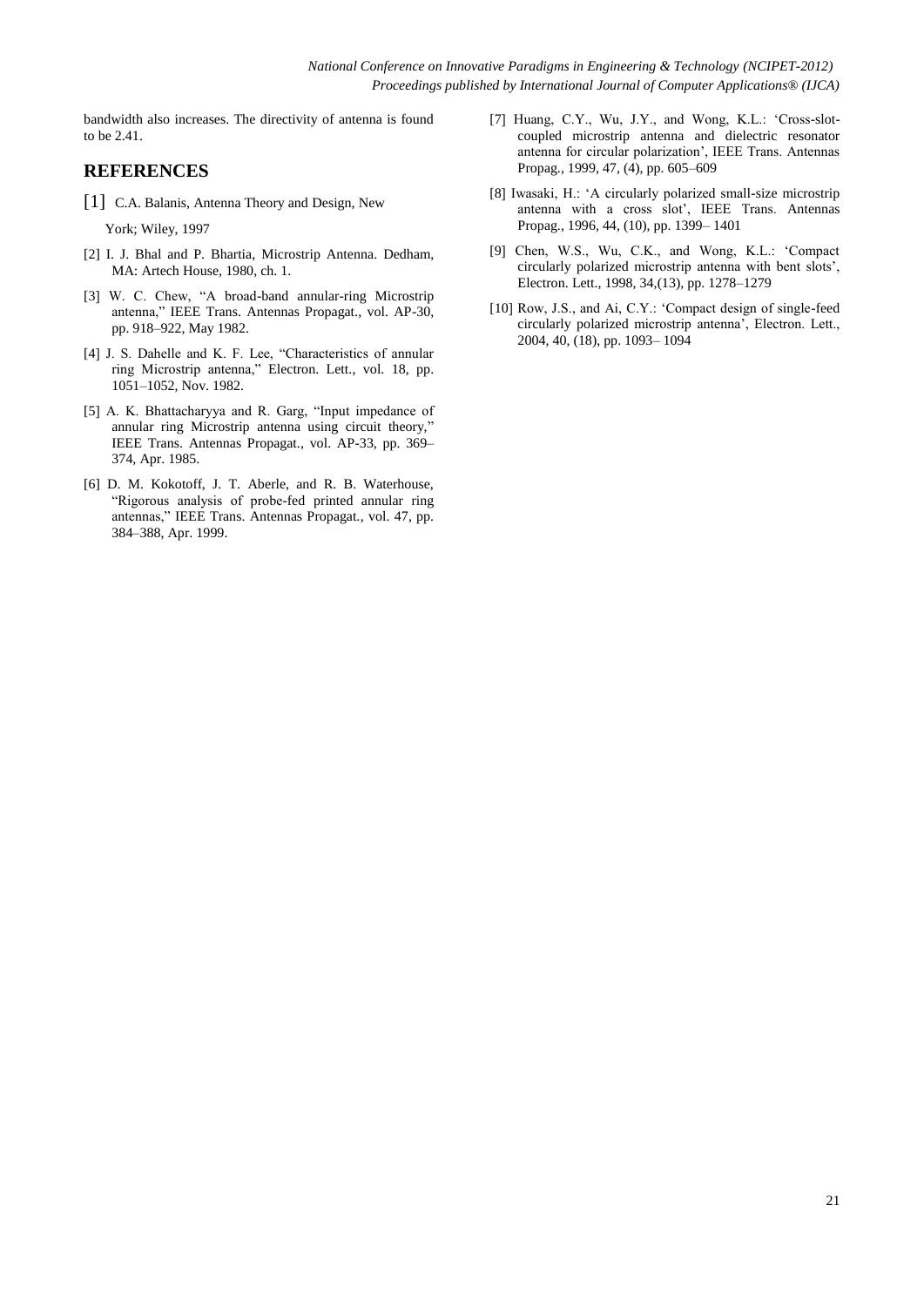bandwidth also increases. The directivity of antenna is found to be 2.41.

## REFERENCES

[1] C.A. Balanis, Antenna Theory and Design, New York; Wiley, 1997

[2] I. J. Bhal and P. Bhartia, Microstrip Antenna. Dedham, MA: Artech House, 1980, ch. 1.

[3] W. C. Chew, "A broad-band annular-ring Microstrip antenna," IEEE Trans. Antennas Propagat., vol. AP-30, pp. 918–922, May 1982.

[4] J. S. Dahelle and K. F. Lee, "Characteristics of annular ring Microstrip antenna," Electron. Lett., vol. 18, pp. 1051–1052, Nov. 1982.

[5] A. K. Bhattacharyya and R. Garg, "Input impedance of annular ring Microstrip antenna using circuit theory," IEEE Trans. Antennas Propagat., vol. AP-33, pp. 369–374, Apr. 1985.

[6] D. M. Kokotoff, J. T. Aberle, and R. B. Waterhouse, "Rigorous analysis of probe-fed printed annular ring antennas," IEEE Trans. Antennas Propagat., vol. 47, pp. 384–388, Apr. 1999.

[7] Huang, C.Y., Wu, J.Y., and Wong, K.L.: 'Cross-slot-coupled microstrip antenna and dielectric resonator antenna for circular polarization', IEEE Trans. Antennas Propag., 1999, 47, (4), pp. 605–609

[8] Iwasaki, H.: 'A circularly polarized small-size microstrip antenna with a cross slot', IEEE Trans. Antennas Propag., 1996, 44, (10), pp. 1399– 1401

[9] Chen, W.S., Wu, C.K., and Wong, K.L.: 'Compact circularly polarized microstrip antenna with bent slots', Electron. Lett., 1998, 34,(13), pp. 1278–1279

[10] Row, J.S., and Ai, C.Y.: 'Compact design of single-feed circularly polarized microstrip antenna', Electron. Lett., 2004, 40, (18), pp. 1093– 1094